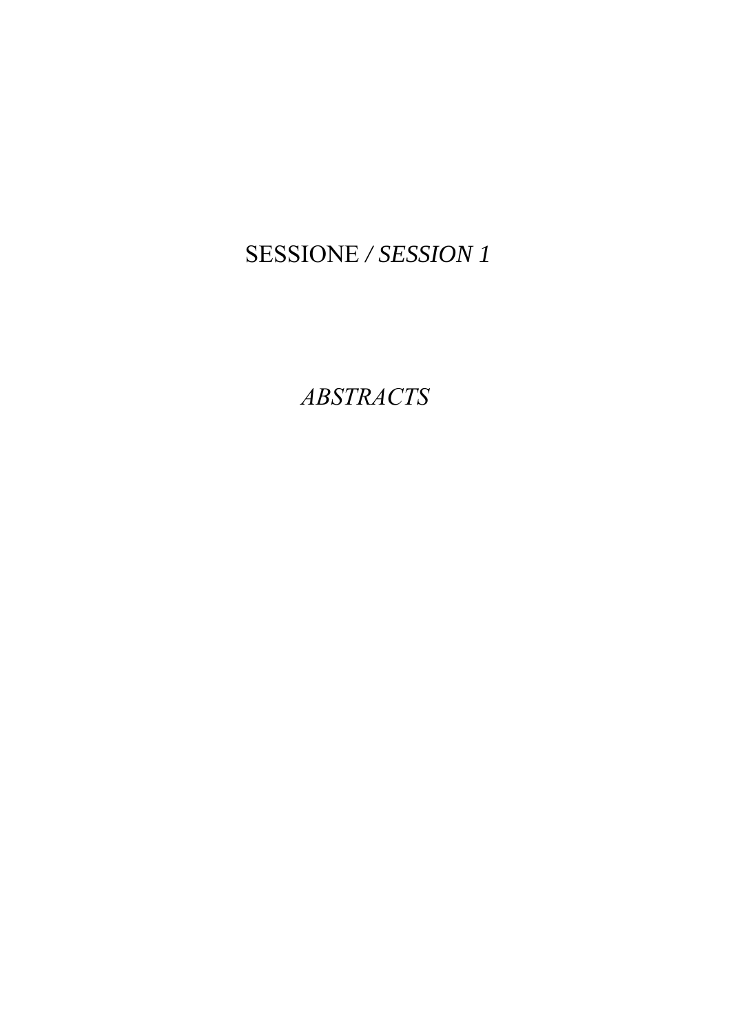# SESSIONE / *SESSION 1*

## *ABSTRACTS*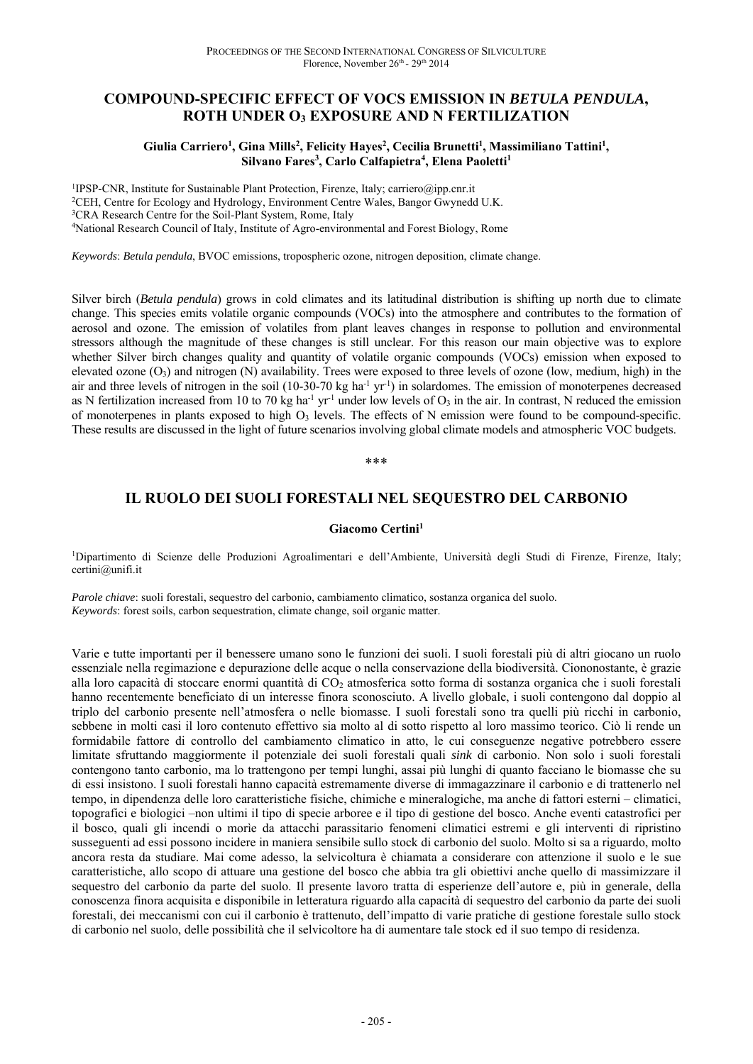## COMPOUND-SPECIFIC EFFECT OF VOCS EMISSION IN *BETULA PENDULA*, ROTH UNDER $O_3$ EXPOSURE AND N FERTILIZATION

**Giulia Carriero[1], Gina Mills[2], Felicity Hayes[2], Cecilia Brunetti[1], Massimiliano Tattini[1], Silvano Fares[3], Carlo Calfapietra[4], Elena Paoletti[1]**

[1]IPSP-CNR, Institute for Sustainable Plant Protection, Firenze, Italy; carriero@ipp.cnr.it
[2]CEH, Centre for Ecology and Hydrology, Environment Centre Wales, Bangor Gwynedd U.K.
[3]CRA Research Centre for the Soil-Plant System, Rome, Italy
[4]National Research Council of Italy, Institute of Agro-environmental and Forest Biology, Rome

*Keywords*: *Betula pendula*, BVOC emissions, tropospheric ozone, nitrogen deposition, climate change.

Silver birch (*Betula pendula*) grows in cold climates and its latitudinal distribution is shifting up north due to climate change. This species emits volatile organic compounds (VOCs) into the atmosphere and contributes to the formation of aerosol and ozone. The emission of volatiles from plant leaves changes in response to pollution and environmental stressors although the magnitude of these changes is still unclear. For this reason our main objective was to explore whether Silver birch changes quality and quantity of volatile organic compounds (VOCs) emission when exposed to elevated ozone ($O_3$) and nitrogen (N) availability. Trees were exposed to three levels of ozone (low, medium, high) in the air and three levels of nitrogen in the soil (10-30-70 kg $ha^{-1}$ $yr^{-1}$) in solardomes. The emission of monoterpenes decreased as N fertilization increased from 10 to 70 kg $ha^{-1}$ $yr^{-1}$ under low levels of $O_3$ in the air. In contrast, N reduced the emission of monoterpenes in plants exposed to high $O_3$ levels. The effects of N emission were found to be compound-specific. These results are discussed in the light of future scenarios involving global climate models and atmospheric VOC budgets.

\*\*\*

## IL RUOLO DEI SUOLI FORESTALI NEL SEQUESTRO DEL CARBONIO

**Giacomo Certini[1]**

[1]Dipartimento di Scienze delle Produzioni Agroalimentari e dell'Ambiente, Università degli Studi di Firenze, Firenze, Italy; certini@unifi.it

*Parole chiave*: suoli forestali, sequestro del carbonio, cambiamento climatico, sostanza organica del suolo.
*Keywords*: forest soils, carbon sequestration, climate change, soil organic matter.

Varie e tutte importanti per il benessere umano sono le funzioni dei suoli. I suoli forestali più di altri giocano un ruolo essenziale nella regimazione e depurazione delle acque o nella conservazione della biodiversità. Ciononostante, è grazie alla loro capacità di stoccare enormi quantità di $CO_2$ atmosferica sotto forma di sostanza organica che i suoli forestali hanno recentemente beneficiato di un interesse finora sconosciuto. A livello globale, i suoli contengono dal doppio al triplo del carbonio presente nell'atmosfera o nelle biomasse. I suoli forestali sono tra quelli più ricchi in carbonio, sebbene in molti casi il loro contenuto effettivo sia molto al di sotto rispetto al loro massimo teorico. Ciò li rende un formidabile fattore di controllo del cambiamento climatico in atto, le cui conseguenze negative potrebbero essere limitate sfruttando maggiormente il potenziale dei suoli forestali quali *sink* di carbonio. Non solo i suoli forestali contengono tanto carbonio, ma lo trattengono per tempi lunghi, assai più lunghi di quanto facciano le biomasse che su di essi insistono. I suoli forestali hanno capacità estremamente diverse di immagazzinare il carbonio e di trattenerlo nel tempo, in dipendenza delle loro caratteristiche fisiche, chimiche e mineralogiche, ma anche di fattori esterni – climatici, topografici e biologici –non ultimi il tipo di specie arboree e il tipo di gestione del bosco. Anche eventi catastrofici per il bosco, quali gli incendi o morie da attacchi parassitario fenomeni climatici estremi e gli interventi di ripristino susseguenti ad essi possono incidere in maniera sensibile sullo stock di carbonio del suolo. Molto si sa a riguardo, molto ancora resta da studiare. Mai come adesso, la selvicoltura è chiamata a considerare con attenzione il suolo e le sue caratteristiche, allo scopo di attuare una gestione del bosco che abbia tra gli obiettivi anche quello di massimizzare il sequestro del carbonio da parte del suolo. Il presente lavoro tratta di esperienze dell'autore e, più in generale, della conoscenza finora acquisita e disponibile in letteratura riguardo alla capacità di sequestro del carbonio da parte dei suoli forestali, dei meccanismi con cui il carbonio è trattenuto, dell'impatto di varie pratiche di gestione forestale sullo stock di carbonio nel suolo, delle possibilità che il selvicoltore ha di aumentare tale stock ed il suo tempo di residenza.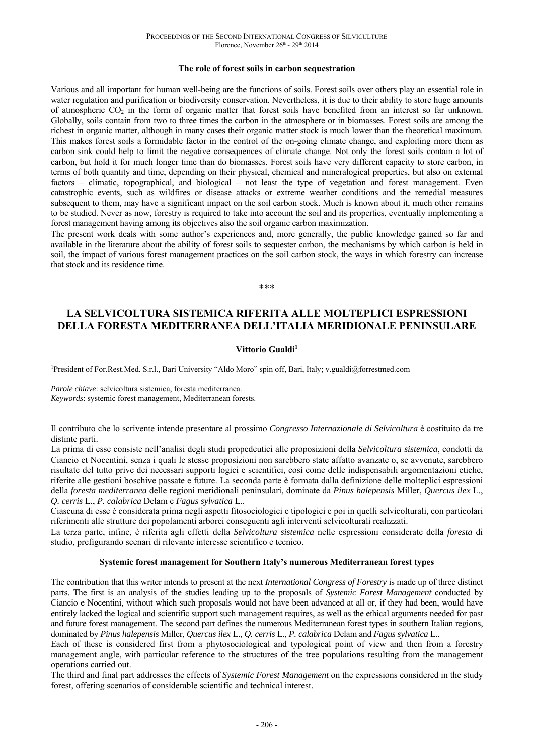### The role of forest soils in carbon sequestration

Various and all important for human well-being are the functions of soils. Forest soils over others play an essential role in water regulation and purification or biodiversity conservation. Nevertheless, it is due to their ability to store huge amounts of atmospheric $CO_2$ in the form of organic matter that forest soils have benefited from an interest so far unknown. Globally, soils contain from two to three times the carbon in the atmosphere or in biomasses. Forest soils are among the richest in organic matter, although in many cases their organic matter stock is much lower than the theoretical maximum. This makes forest soils a formidable factor in the control of the on-going climate change, and exploiting more them as carbon sink could help to limit the negative consequences of climate change. Not only the forest soils contain a lot of carbon, but hold it for much longer time than do biomasses. Forest soils have very different capacity to store carbon, in terms of both quantity and time, depending on their physical, chemical and mineralogical properties, but also on external factors – climatic, topographical, and biological – not least the type of vegetation and forest management. Even catastrophic events, such as wildfires or disease attacks or extreme weather conditions and the remedial measures subsequent to them, may have a significant impact on the soil carbon stock. Much is known about it, much other remains to be studied. Never as now, forestry is required to take into account the soil and its properties, eventually implementing a forest management having among its objectives also the soil organic carbon maximization.

The present work deals with some author's experiences and, more generally, the public knowledge gained so far and available in the literature about the ability of forest soils to sequester carbon, the mechanisms by which carbon is held in soil, the impact of various forest management practices on the soil carbon stock, the ways in which forestry can increase that stock and its residence time.

\*\*\*

## LA SELVICOLTURA SISTEMICA RIFERITA ALLE MOLTEPLICI ESPRESSIONI DELLA FORESTA MEDITERRANEA DELL'ITALIA MERIDIONALE PENINSULARE

**Vittorio Gualdi**[1]

[1]President of For.Rest.Med. S.r.l., Bari University "Aldo Moro" spin off, Bari, Italy; v.gualdi@forrestmed.com

*Parole chiave*: selvicoltura sistemica, foresta mediterranea.
*Keywords*: systemic forest management, Mediterranean forests.

Il contributo che lo scrivente intende presentare al prossimo *Congresso Internazionale di Selvicoltura* è costituito da tre distinte parti.

La prima di esse consiste nell'analisi degli studi propedeutici alle proposizioni della *Selvicoltura sistemica*, condotti da Ciancio et Nocentini, senza i quali le stesse proposizioni non sarebbero state affatto avanzate o, se avvenute, sarebbero risultate del tutto prive dei necessari supporti logici e scientifici, così come delle indispensabili argomentazioni etiche, riferite alle gestioni boschive passate e future. La seconda parte è formata dalla definizione delle molteplici espressioni della *foresta mediterranea* delle regioni meridionali peninsulari, dominate da *Pinus halepensis* Miller, *Quercus ilex* L., *Q. cerris* L., *P. calabrica* Delam e *Fagus sylvatica* L..

Ciascuna di esse è considerata prima negli aspetti fitosociologici e tipologici e poi in quelli selvicolturali, con particolari riferimenti alle strutture dei popolamenti arborei conseguenti agli interventi selvicolturali realizzati.

La terza parte, infine, è riferita agli effetti della *Selvicoltura sistemica* nelle espressioni considerate della *foresta* di studio, prefigurando scenari di rilevante interesse scientifico e tecnico.

### Systemic forest management for Southern Italy's numerous Mediterranean forest types

The contribution that this writer intends to present at the next *International Congress of Forestry* is made up of three distinct parts. The first is an analysis of the studies leading up to the proposals of *Systemic Forest Management* conducted by Ciancio e Nocentini, without which such proposals would not have been advanced at all or, if they had been, would have entirely lacked the logical and scientific support such management requires, as well as the ethical arguments needed for past and future forest management. The second part defines the numerous Mediterranean forest types in southern Italian regions, dominated by *Pinus halepensis* Miller, *Quercus ilex* L., *Q. cerris* L., *P. calabrica* Delam and *Fagus sylvatica* L..

Each of these is considered first from a phytosociological and typological point of view and then from a forestry management angle, with particular reference to the structures of the tree populations resulting from the management operations carried out.

The third and final part addresses the effects of *Systemic Forest Management* on the expressions considered in the study forest, offering scenarios of considerable scientific and technical interest.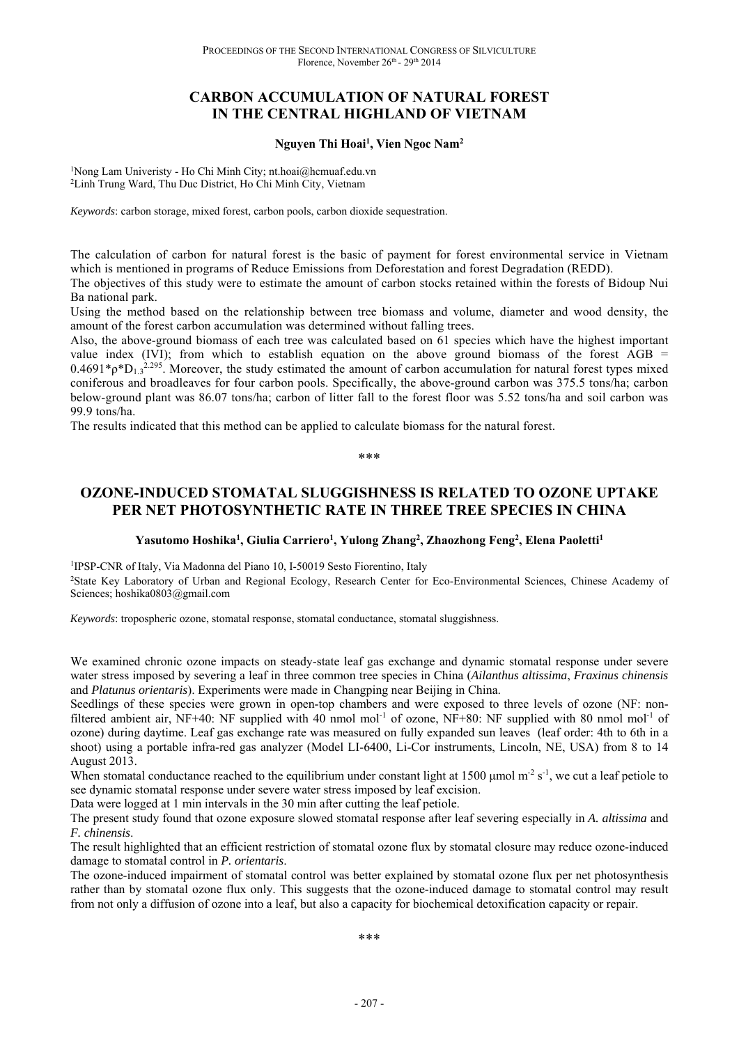## CARBON ACCUMULATION OF NATURAL FOREST IN THE CENTRAL HIGHLAND OF VIETNAM

**Nguyen Thi Hoai[1], Vien Ngoc Nam[2]**

[1]Nong Lam Univeristy - Ho Chi Minh City; nt.hoai@hcmuaf.edu.vn
[2]Linh Trung Ward, Thu Duc District, Ho Chi Minh City, Vietnam

*Keywords*: carbon storage, mixed forest, carbon pools, carbon dioxide sequestration.

The calculation of carbon for natural forest is the basic of payment for forest environmental service in Vietnam which is mentioned in programs of Reduce Emissions from Deforestation and forest Degradation (REDD).

The objectives of this study were to estimate the amount of carbon stocks retained within the forests of Bidoup Nui Ba national park.

Using the method based on the relationship between tree biomass and volume, diameter and wood density, the amount of the forest carbon accumulation was determined without falling trees.

Also, the above-ground biomass of each tree was calculated based on 61 species which have the highest important value index (IVI); from which to establish equation on the above ground biomass of the forest $AGB = 0.4691*\rho*D_{1.3}^{2.295}$. Moreover, the study estimated the amount of carbon accumulation for natural forest types mixed coniferous and broadleaves for four carbon pools. Specifically, the above-ground carbon was 375.5 tons/ha; carbon below-ground plant was 86.07 tons/ha; carbon of litter fall to the forest floor was 5.52 tons/ha and soil carbon was 99.9 tons/ha.

The results indicated that this method can be applied to calculate biomass for the natural forest.

\*\*\*

## OZONE-INDUCED STOMATAL SLUGGISHNESS IS RELATED TO OZONE UPTAKE PER NET PHOTOSYNTHETIC RATE IN THREE TREE SPECIES IN CHINA

**Yasutomo Hoshika[1], Giulia Carriero[1], Yulong Zhang[2], Zhaozhong Feng[2], Elena Paoletti[1]**

[1]IPSP-CNR of Italy, Via Madonna del Piano 10, I-50019 Sesto Fiorentino, Italy
[2]State Key Laboratory of Urban and Regional Ecology, Research Center for Eco-Environmental Sciences, Chinese Academy of Sciences; hoshika0803@gmail.com

*Keywords*: tropospheric ozone, stomatal response, stomatal conductance, stomatal sluggishness.

We examined chronic ozone impacts on steady-state leaf gas exchange and dynamic stomatal response under severe water stress imposed by severing a leaf in three common tree species in China (*Ailanthus altissima*, *Fraxinus chinensis* and *Platunus orientaris*). Experiments were made in Changping near Beijing in China.

Seedlings of these species were grown in open-top chambers and were exposed to three levels of ozone (NF: non-filtered ambient air, NF+40: NF supplied with 40 nmol $mol^{-1}$ of ozone, NF+80: NF supplied with 80 nmol $mol^{-1}$ of ozone) during daytime. Leaf gas exchange rate was measured on fully expanded sun leaves (leaf order: 4th to 6th in a shoot) using a portable infra-red gas analyzer (Model LI-6400, Li-Cor instruments, Lincoln, NE, USA) from 8 to 14 August 2013.

When stomatal conductance reached to the equilibrium under constant light at 1500 µmol $m^{-2}$ $s^{-1}$, we cut a leaf petiole to see dynamic stomatal response under severe water stress imposed by leaf excision.

Data were logged at 1 min intervals in the 30 min after cutting the leaf petiole.

The present study found that ozone exposure slowed stomatal response after leaf severing especially in *A. altissima* and *F. chinensis*.

The result highlighted that an efficient restriction of stomatal ozone flux by stomatal closure may reduce ozone-induced damage to stomatal control in *P. orientaris*.

The ozone-induced impairment of stomatal control was better explained by stomatal ozone flux per net photosynthesis rather than by stomatal ozone flux only. This suggests that the ozone-induced damage to stomatal control may result from not only a diffusion of ozone into a leaf, but also a capacity for biochemical detoxification capacity or repair.

\*\*\*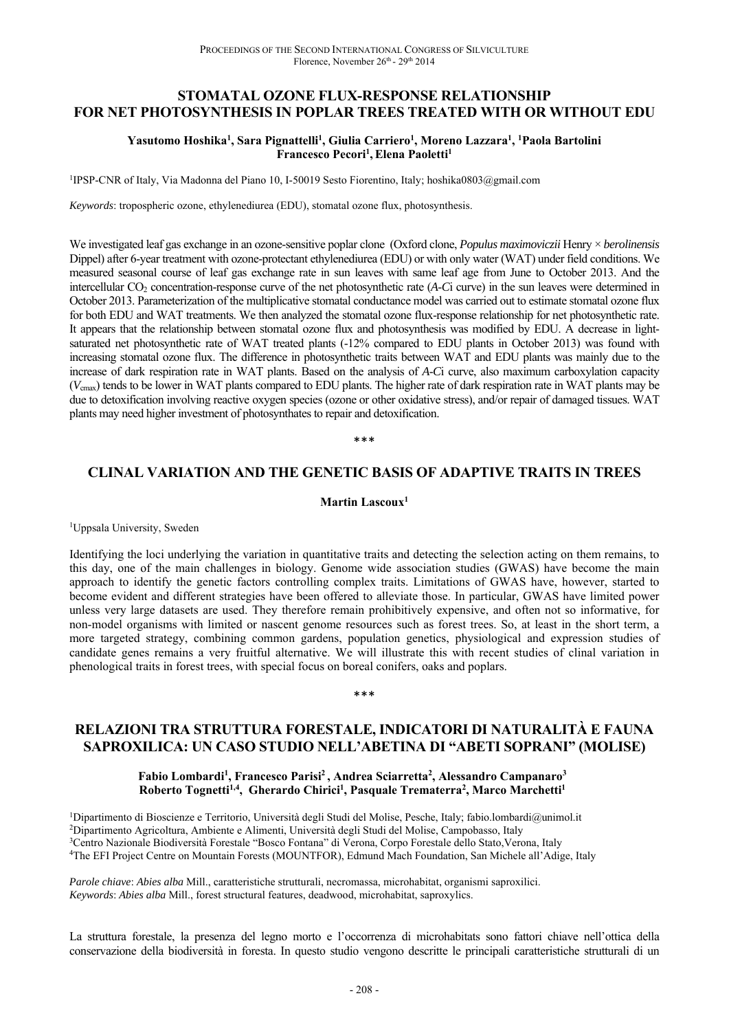## STOMATAL OZONE FLUX-RESPONSE RELATIONSHIP FOR NET PHOTOSYNTHESIS IN POPLAR TREES TREATED WITH OR WITHOUT EDU

**Yasutomo Hoshika[1], Sara Pignattelli[1], Giulia Carriero[1], Moreno Lazzara[1], [1]Paola Bartolini Francesco Pecori[1], Elena Paoletti[1]**

[1]IPSP-CNR of Italy, Via Madonna del Piano 10, I-50019 Sesto Fiorentino, Italy; hoshika0803@gmail.com

*Keywords*: tropospheric ozone, ethylenediurea (EDU), stomatal ozone flux, photosynthesis.

We investigated leaf gas exchange in an ozone-sensitive poplar clone (Oxford clone, *Populus maximoviczii* Henry × *berolinensis* Dippel) after 6-year treatment with ozone-protectant ethylenediurea (EDU) or with only water (WAT) under field conditions. We measured seasonal course of leaf gas exchange rate in sun leaves with same leaf age from June to October 2013. And the intercellular $CO_2$ concentration-response curve of the net photosynthetic rate (*A*-*C*i curve) in the sun leaves were determined in October 2013. Parameterization of the multiplicative stomatal conductance model was carried out to estimate stomatal ozone flux for both EDU and WAT treatments. We then analyzed the stomatal ozone flux-response relationship for net photosynthetic rate. It appears that the relationship between stomatal ozone flux and photosynthesis was modified by EDU. A decrease in light-saturated net photosynthetic rate of WAT treated plants (-12% compared to EDU plants in October 2013) was found with increasing stomatal ozone flux. The difference in photosynthetic traits between WAT and EDU plants was mainly due to the increase of dark respiration rate in WAT plants. Based on the analysis of *A*-*C*i curve, also maximum carboxylation capacity ($V_{cmax}$) tends to be lower in WAT plants compared to EDU plants. The higher rate of dark respiration rate in WAT plants may be due to detoxification involving reactive oxygen species (ozone or other oxidative stress), and/or repair of damaged tissues. WAT plants may need higher investment of photosynthates to repair and detoxification.

\*\*\*

## CLINAL VARIATION AND THE GENETIC BASIS OF ADAPTIVE TRAITS IN TREES

**Martin Lascoux[1]**

[1]Uppsala University, Sweden

Identifying the loci underlying the variation in quantitative traits and detecting the selection acting on them remains, to this day, one of the main challenges in biology. Genome wide association studies (GWAS) have become the main approach to identify the genetic factors controlling complex traits. Limitations of GWAS have, however, started to become evident and different strategies have been offered to alleviate those. In particular, GWAS have limited power unless very large datasets are used. They therefore remain prohibitively expensive, and often not so informative, for non-model organisms with limited or nascent genome resources such as forest trees. So, at least in the short term, a more targeted strategy, combining common gardens, population genetics, physiological and expression studies of candidate genes remains a very fruitful alternative. We will illustrate this with recent studies of clinal variation in phenological traits in forest trees, with special focus on boreal conifers, oaks and poplars.

\*\*\*

## RELAZIONI TRA STRUTTURA FORESTALE, INDICATORI DI NATURALITÀ E FAUNA SAPROXILICA: UN CASO STUDIO NELL'ABETINA DI "ABETI SOPRANI" (MOLISE)

**Fabio Lombardi[1], Francesco Parisi[2], Andrea Sciarretta[2], Alessandro Campanaro[3] Roberto Tognetti[1,4], Gherardo Chirici[1], Pasquale Trematerra[2], Marco Marchetti[1]**

[1]Dipartimento di Bioscienze e Territorio, Università degli Studi del Molise, Pesche, Italy; fabio.lombardi@unimol.it
[2]Dipartimento Agricoltura, Ambiente e Alimenti, Università degli Studi del Molise, Campobasso, Italy
[3]Centro Nazionale Biodiversità Forestale "Bosco Fontana" di Verona, Corpo Forestale dello Stato, Verona, Italy
[4]The EFI Project Centre on Mountain Forests (MOUNTFOR), Edmund Mach Foundation, San Michele all'Adige, Italy

*Parole chiave*: *Abies alba* Mill., caratteristiche strutturali, necromassa, microhabitat, organismi saproxilici.
*Keywords*: *Abies alba* Mill., forest structural features, deadwood, microhabitat, saproxylics.

La struttura forestale, la presenza del legno morto e l'occorrenza di microhabitats sono fattori chiave nell'ottica della conservazione della biodiversità in foresta. In questo studio vengono descritte le principali caratteristiche strutturali di un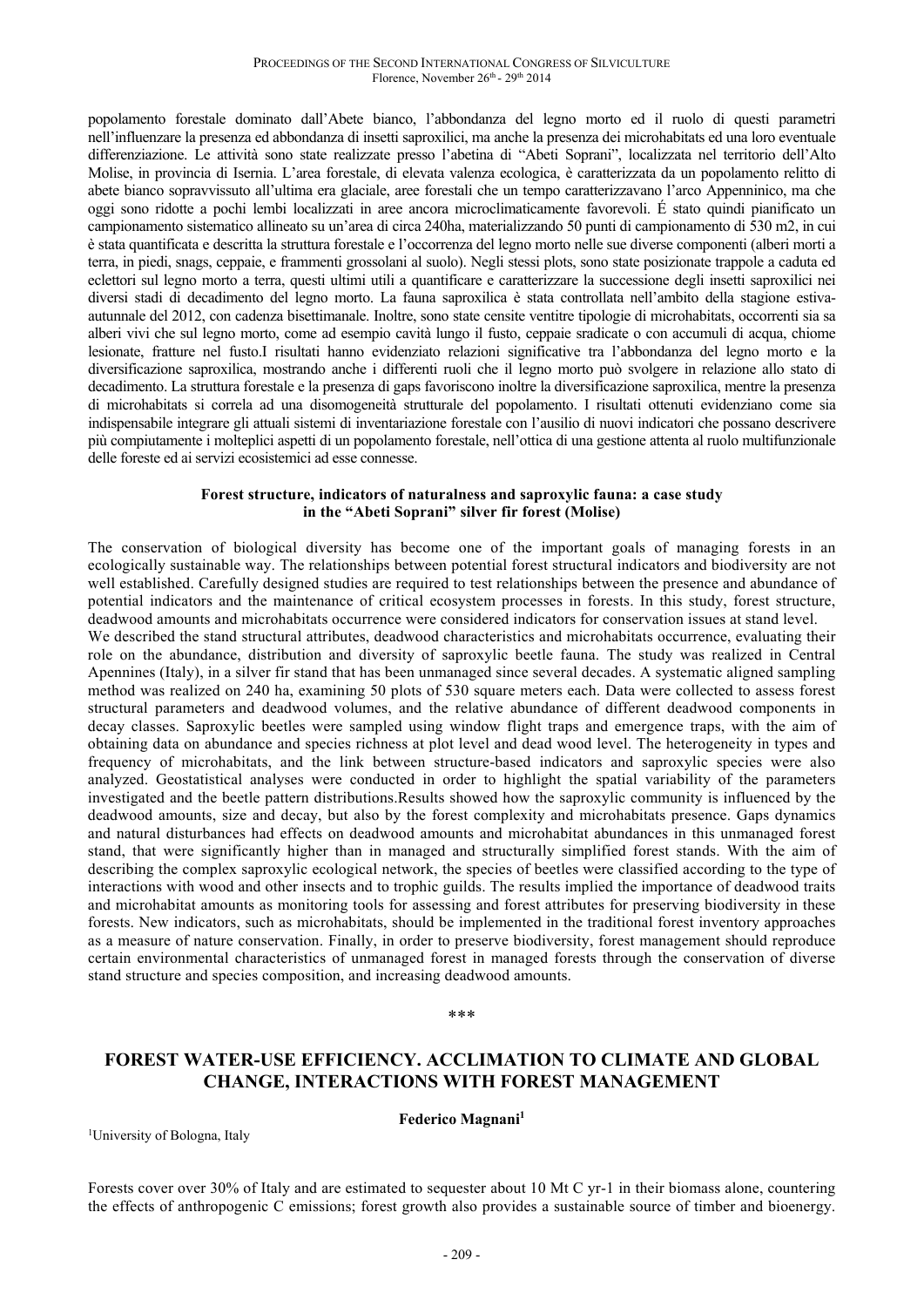popolamento forestale dominato dall'Abete bianco, l'abbondanza del legno morto ed il ruolo di questi parametri nell'influenzare la presenza ed abbondanza di insetti saproxilici, ma anche la presenza dei microhabitats ed una loro eventuale differenziazione. Le attività sono state realizzate presso l'abetina di "Abeti Soprani", localizzata nel territorio dell'Alto Molise, in provincia di Isernia. L'area forestale, di elevata valenza ecologica, è caratterizzata da un popolamento relitto di abete bianco sopravvissuto all'ultima era glaciale, aree forestali che un tempo caratterizzavano l'arco Appenninico, ma che oggi sono ridotte a pochi lembi localizzati in aree ancora microclimaticamente favorevoli. É stato quindi pianificato un campionamento sistematico allineato su un'area di circa 240ha, materializzando 50 punti di campionamento di 530 m2, in cui è stata quantificata e descritta la struttura forestale e l'occorrenza del legno morto nelle sue diverse componenti (alberi morti a terra, in piedi, snags, ceppaie, e frammenti grossolani al suolo). Negli stessi plots, sono state posizionate trappole a caduta ed eclettori sul legno morto a terra, questi ultimi utili a quantificare e caratterizzare la successione degli insetti saproxilici nei diversi stadi di decadimento del legno morto. La fauna saproxilica è stata controllata nell'ambito della stagione estiva-autunnale del 2012, con cadenza bisettimanale. Inoltre, sono state censite ventitre tipologie di microhabitats, occorrenti sia sa alberi vivi che sul legno morto, come ad esempio cavità lungo il fusto, ceppaie sradicate o con accumuli di acqua, chiome lesionate, fratture nel fusto.I risultati hanno evidenziato relazioni significative tra l'abbondanza del legno morto e la diversificazione saproxilica, mostrando anche i differenti ruoli che il legno morto può svolgere in relazione allo stato di decadimento. La struttura forestale e la presenza di gaps favoriscono inoltre la diversificazione saproxilica, mentre la presenza di microhabitats si correla ad una disomogeneità strutturale del popolamento. I risultati ottenuti evidenziano come sia indispensabile integrare gli attuali sistemi di inventariazione forestale con l'ausilio di nuovi indicatori che possano descrivere più compiutamente i molteplici aspetti di un popolamento forestale, nell'ottica di una gestione attenta al ruolo multifunzionale delle foreste ed ai servizi ecosistemici ad esse connesse.

**Forest structure, indicators of naturalness and saproxylic fauna: a case study in the "Abeti Soprani" silver fir forest (Molise)**

The conservation of biological diversity has become one of the important goals of managing forests in an ecologically sustainable way. The relationships between potential forest structural indicators and biodiversity are not well established. Carefully designed studies are required to test relationships between the presence and abundance of potential indicators and the maintenance of critical ecosystem processes in forests. In this study, forest structure, deadwood amounts and microhabitats occurrence were considered indicators for conservation issues at stand level.
We described the stand structural attributes, deadwood characteristics and microhabitats occurrence, evaluating their role on the abundance, distribution and diversity of saproxylic beetle fauna. The study was realized in Central Apennines (Italy), in a silver fir stand that has been unmanaged since several decades. A systematic aligned sampling method was realized on 240 ha, examining 50 plots of 530 square meters each. Data were collected to assess forest structural parameters and deadwood volumes, and the relative abundance of different deadwood components in decay classes. Saproxylic beetles were sampled using window flight traps and emergence traps, with the aim of obtaining data on abundance and species richness at plot level and dead wood level. The heterogeneity in types and frequency of microhabitats, and the link between structure-based indicators and saproxylic species were also analyzed. Geostatistical analyses were conducted in order to highlight the spatial variability of the parameters investigated and the beetle pattern distributions.Results showed how the saproxylic community is influenced by the deadwood amounts, size and decay, but also by the forest complexity and microhabitats presence. Gaps dynamics and natural disturbances had effects on deadwood amounts and microhabitat abundances in this unmanaged forest stand, that were significantly higher than in managed and structurally simplified forest stands. With the aim of describing the complex saproxylic ecological network, the species of beetles were classified according to the type of interactions with wood and other insects and to trophic guilds. The results implied the importance of deadwood traits and microhabitat amounts as monitoring tools for assessing and forest attributes for preserving biodiversity in these forests. New indicators, such as microhabitats, should be implemented in the traditional forest inventory approaches as a measure of nature conservation. Finally, in order to preserve biodiversity, forest management should reproduce certain environmental characteristics of unmanaged forest in managed forests through the conservation of diverse stand structure and species composition, and increasing deadwood amounts.

\*\*\*

## FOREST WATER-USE EFFICIENCY. ACCLIMATION TO CLIMATE AND GLOBAL CHANGE, INTERACTIONS WITH FOREST MANAGEMENT

**Federico Magnani**[1]

[1]University of Bologna, Italy

Forests cover over 30% of Italy and are estimated to sequester about 10 Mt C yr-1 in their biomass alone, countering the effects of anthropogenic C emissions; forest growth also provides a sustainable source of timber and bioenergy.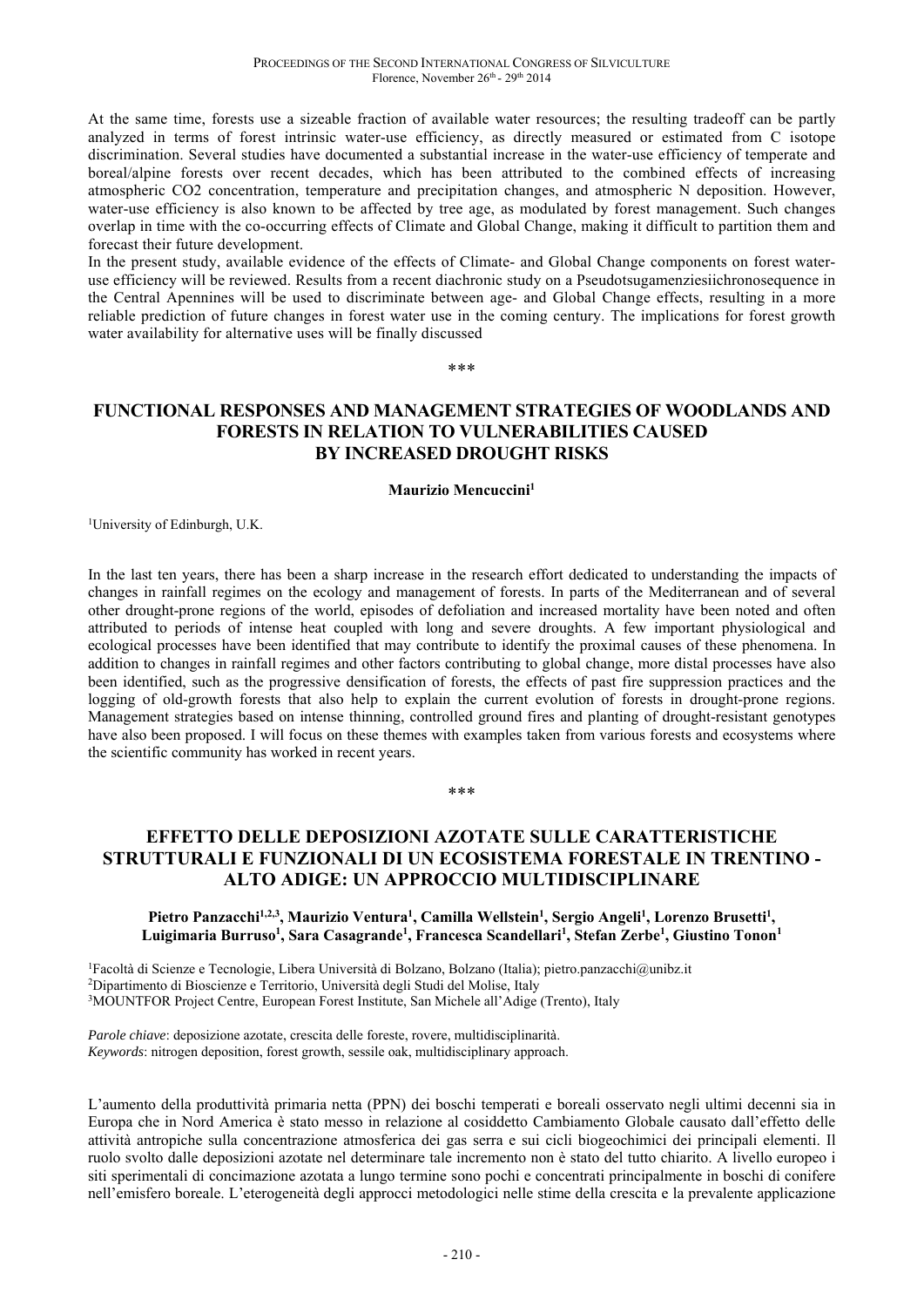At the same time, forests use a sizeable fraction of available water resources; the resulting tradeoff can be partly analyzed in terms of forest intrinsic water-use efficiency, as directly measured or estimated from C isotope discrimination. Several studies have documented a substantial increase in the water-use efficiency of temperate and boreal/alpine forests over recent decades, which has been attributed to the combined effects of increasing atmospheric CO2 concentration, temperature and precipitation changes, and atmospheric N deposition. However, water-use efficiency is also known to be affected by tree age, as modulated by forest management. Such changes overlap in time with the co-occurring effects of Climate and Global Change, making it difficult to partition them and forecast their future development.

In the present study, available evidence of the effects of Climate- and Global Change components on forest water-use efficiency will be reviewed. Results from a recent diachronic study on a Pseudotsugamenziesiichronosequence in the Central Apennines will be used to discriminate between age- and Global Change effects, resulting in a more reliable prediction of future changes in forest water use in the coming century. The implications for forest growth water availability for alternative uses will be finally discussed

\*\*\*

## FUNCTIONAL RESPONSES AND MANAGEMENT STRATEGIES OF WOODLANDS AND FORESTS IN RELATION TO VULNERABILITIES CAUSED BY INCREASED DROUGHT RISKS

**Maurizio Mencuccini[1]**

[1]University of Edinburgh, U.K.

In the last ten years, there has been a sharp increase in the research effort dedicated to understanding the impacts of changes in rainfall regimes on the ecology and management of forests. In parts of the Mediterranean and of several other drought-prone regions of the world, episodes of defoliation and increased mortality have been noted and often attributed to periods of intense heat coupled with long and severe droughts. A few important physiological and ecological processes have been identified that may contribute to identify the proximal causes of these phenomena. In addition to changes in rainfall regimes and other factors contributing to global change, more distal processes have also been identified, such as the progressive densification of forests, the effects of past fire suppression practices and the logging of old-growth forests that also help to explain the current evolution of forests in drought-prone regions. Management strategies based on intense thinning, controlled ground fires and planting of drought-resistant genotypes have also been proposed. I will focus on these themes with examples taken from various forests and ecosystems where the scientific community has worked in recent years.

\*\*\*

## EFFETTO DELLE DEPOSIZIONI AZOTATE SULLE CARATTERISTICHE STRUTTURALI E FUNZIONALI DI UN ECOSISTEMA FORESTALE IN TRENTINO - ALTO ADIGE: UN APPROCCIO MULTIDISCIPLINARE

**Pietro Panzacchi[1,2,3], Maurizio Ventura[1], Camilla Wellstein[1], Sergio Angeli[1], Lorenzo Brusetti[1], Luigimaria Burruso[1], Sara Casagrande[1], Francesca Scandellari[1], Stefan Zerbe[1], Giustino Tonon[1]**

[1]Facoltà di Scienze e Tecnologie, Libera Università di Bolzano, Bolzano (Italia); pietro.panzacchi@unibz.it
[2]Dipartimento di Bioscienze e Territorio, Università degli Studi del Molise, Italy
[3]MOUNTFOR Project Centre, European Forest Institute, San Michele all'Adige (Trento), Italy

*Parole chiave*: deposizione azotate, crescita delle foreste, rovere, multidisciplinarità.
*Keywords*: nitrogen deposition, forest growth, sessile oak, multidisciplinary approach.

L'aumento della produttività primaria netta (PPN) dei boschi temperati e boreali osservato negli ultimi decenni sia in Europa che in Nord America è stato messo in relazione al cosiddetto Cambiamento Globale causato dall'effetto delle attività antropiche sulla concentrazione atmosferica dei gas serra e sui cicli biogeochimici dei principali elementi. Il ruolo svolto dalle deposizioni azotate nel determinare tale incremento non è stato del tutto chiarito. A livello europeo i siti sperimentali di concimazione azotata a lungo termine sono pochi e concentrati principalmente in boschi di conifere nell'emisfero boreale. L'eterogeneità degli approcci metodologici nelle stime della crescita e la prevalente applicazione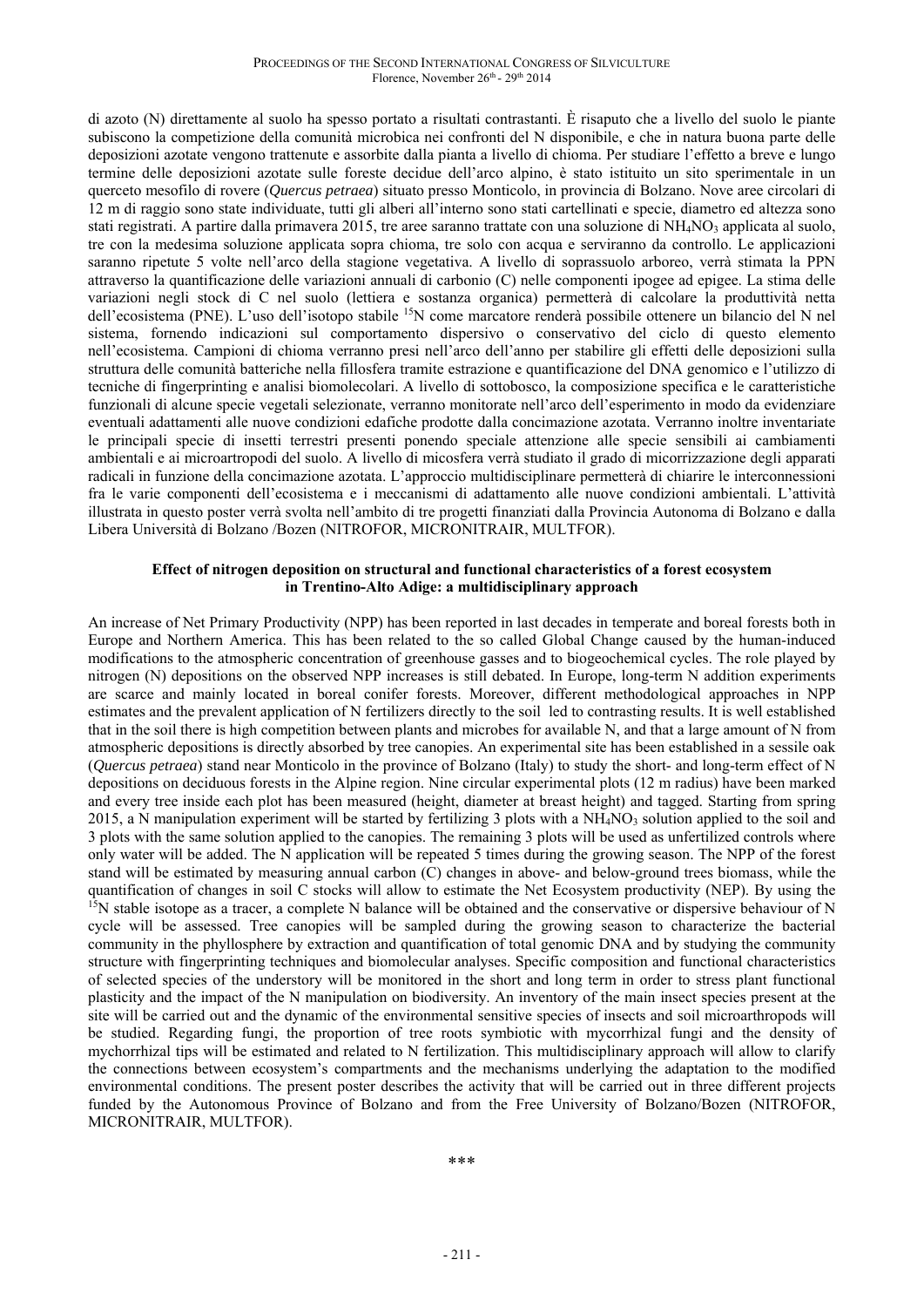di azoto (N) direttamente al suolo ha spesso portato a risultati contrastanti. È risaputo che a livello del suolo le piante subiscono la competizione della comunità microbica nei confronti del N disponibile, e che in natura buona parte delle deposizioni azotate vengono trattenute e assorbite dalla pianta a livello di chioma. Per studiare l'effetto a breve e lungo termine delle deposizioni azotate sulle foreste decidue dell'arco alpino, è stato istituito un sito sperimentale in un querceto mesofilo di rovere (*Quercus petraea*) situato presso Monticolo, in provincia di Bolzano. Nove aree circolari di 12 m di raggio sono state individuate, tutti gli alberi all'interno sono stati cartellinati e specie, diametro ed altezza sono stati registrati. A partire dalla primavera 2015, tre aree saranno trattate con una soluzione di $NH_4NO_3$ applicata al suolo, tre con la medesima soluzione applicata sopra chioma, tre solo con acqua e serviranno da controllo. Le applicazioni saranno ripetute 5 volte nell'arco della stagione vegetativa. A livello di soprassuolo arboreo, verrà stimata la PPN attraverso la quantificazione delle variazioni annuali di carbonio (C) nelle componenti ipogee ad epigee. La stima delle variazioni negli stock di C nel suolo (lettiera e sostanza organica) permetterà di calcolare la produttività netta dell'ecosistema (PNE). L'uso dell'isotopo stabile $^{15}N$ come marcatore renderà possibile ottenere un bilancio del N nel sistema, fornendo indicazioni sul comportamento dispersivo o conservativo del ciclo di questo elemento nell'ecosistema. Campioni di chioma verranno presi nell'arco dell'anno per stabilire gli effetti delle deposizioni sulla struttura delle comunità batteriche nella fillosfera tramite estrazione e quantificazione del DNA genomico e l'utilizzo di tecniche di fingerprinting e analisi biomolecolari. A livello di sottobosco, la composizione specifica e le caratteristiche funzionali di alcune specie vegetali selezionate, verranno monitorate nell'arco dell'esperimento in modo da evidenziare eventuali adattamenti alle nuove condizioni edafiche prodotte dalla concimazione azotata. Verranno inoltre inventariate le principali specie di insetti terrestri presenti ponendo speciale attenzione alle specie sensibili ai cambiamenti ambientali e ai microartropodi del suolo. A livello di micosfera verrà studiato il grado di micorrizzazione degli apparati radicali in funzione della concimazione azotata. L'approccio multidisciplinare permetterà di chiarire le interconnessioni fra le varie componenti dell'ecosistema e i meccanismi di adattamento alle nuove condizioni ambientali. L'attività illustrata in questo poster verrà svolta nell'ambito di tre progetti finanziati dalla Provincia Autonoma di Bolzano e dalla Libera Università di Bolzano /Bozen (NITROFOR, MICRONITRAIR, MULTFOR).

**Effect of nitrogen deposition on structural and functional characteristics of a forest ecosystem in Trentino-Alto Adige: a multidisciplinary approach**

An increase of Net Primary Productivity (NPP) has been reported in last decades in temperate and boreal forests both in Europe and Northern America. This has been related to the so called Global Change caused by the human-induced modifications to the atmospheric concentration of greenhouse gasses and to biogeochemical cycles. The role played by nitrogen (N) depositions on the observed NPP increases is still debated. In Europe, long-term N addition experiments are scarce and mainly located in boreal conifer forests. Moreover, different methodological approaches in NPP estimates and the prevalent application of N fertilizers directly to the soil led to contrasting results. It is well established that in the soil there is high competition between plants and microbes for available N, and that a large amount of N from atmospheric depositions is directly absorbed by tree canopies. An experimental site has been established in a sessile oak (*Quercus petraea*) stand near Monticolo in the province of Bolzano (Italy) to study the short- and long-term effect of N depositions on deciduous forests in the Alpine region. Nine circular experimental plots (12 m radius) have been marked and every tree inside each plot has been measured (height, diameter at breast height) and tagged. Starting from spring 2015, a N manipulation experiment will be started by fertilizing 3 plots with a $NH_4NO_3$ solution applied to the soil and 3 plots with the same solution applied to the canopies. The remaining 3 plots will be used as unfertilized controls where only water will be added. The N application will be repeated 5 times during the growing season. The NPP of the forest stand will be estimated by measuring annual carbon (C) changes in above- and below-ground trees biomass, while the quantification of changes in soil C stocks will allow to estimate the Net Ecosystem productivity (NEP). By using the $^{15}N$ stable isotope as a tracer, a complete N balance will be obtained and the conservative or dispersive behaviour of N cycle will be assessed. Tree canopies will be sampled during the growing season to characterize the bacterial community in the phyllosphere by extraction and quantification of total genomic DNA and by studying the community structure with fingerprinting techniques and biomolecular analyses. Specific composition and functional characteristics of selected species of the understory will be monitored in the short and long term in order to stress plant functional plasticity and the impact of the N manipulation on biodiversity. An inventory of the main insect species present at the site will be carried out and the dynamic of the environmental sensitive species of insects and soil microarthropods will be studied. Regarding fungi, the proportion of tree roots symbiotic with mycorrhizal fungi and the density of mychorrhizal tips will be estimated and related to N fertilization. This multidisciplinary approach will allow to clarify the connections between ecosystem's compartments and the mechanisms underlying the adaptation to the modified environmental conditions. The present poster describes the activity that will be carried out in three different projects funded by the Autonomous Province of Bolzano and from the Free University of Bolzano/Bozen (NITROFOR, MICRONITRAIR, MULTFOR).

\*\*\*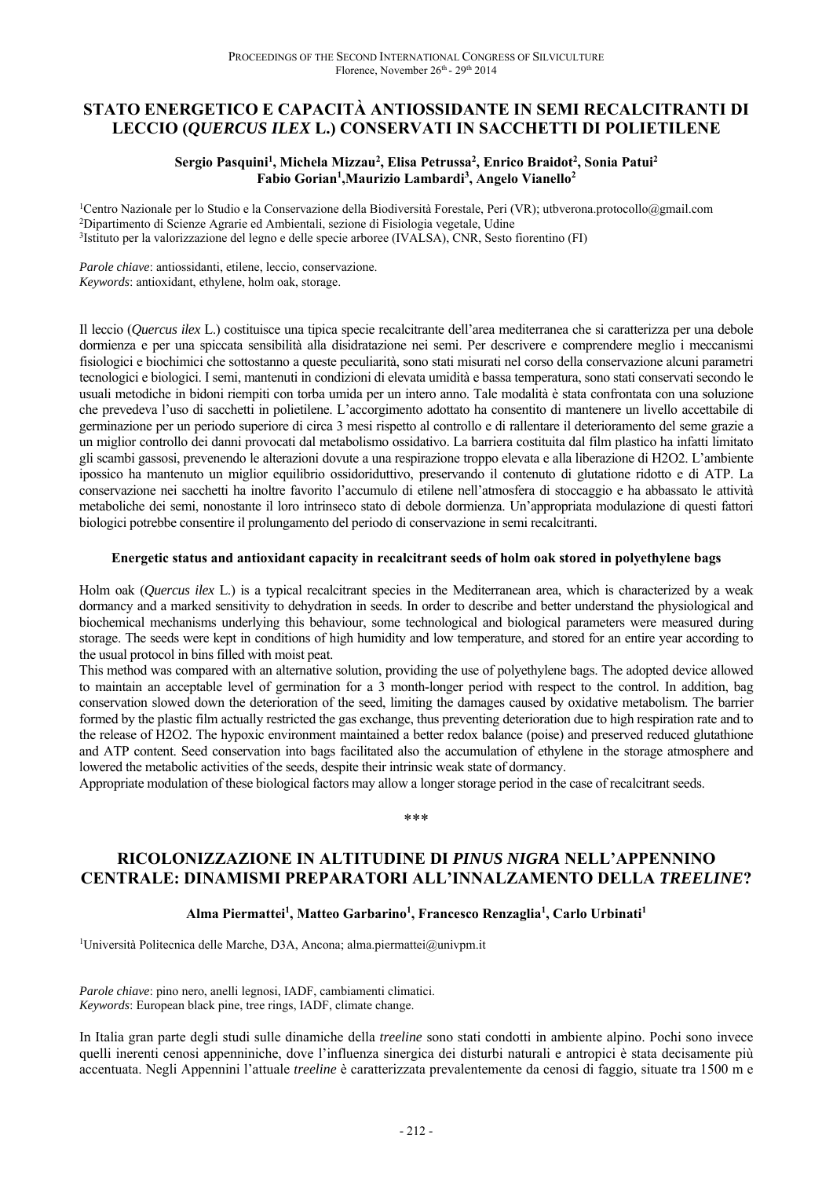## STATO ENERGETICO E CAPACITÀ ANTIOSSIDANTE IN SEMI RECALCITRANTI DI LECCIO (*QUERCUS ILEX* L.) CONSERVATI IN SACCHETTI DI POLIETILENE

**Sergio Pasquini[1], Michela Mizzau[2], Elisa Petrussa[2], Enrico Braidot[2], Sonia Patui[2] Fabio Gorian[1], Maurizio Lambardi[3], Angelo Vianello[2]**

[1]Centro Nazionale per lo Studio e la Conservazione della Biodiversità Forestale, Peri (VR); utbverona.protocollo@gmail.com
[2]Dipartimento di Scienze Agrarie ed Ambientali, sezione di Fisiologia vegetale, Udine
[3]Istituto per la valorizzazione del legno e delle specie arboree (IVALSA), CNR, Sesto fiorentino (FI)

*Parole chiave*: antiossidanti, etilene, leccio, conservazione.
*Keywords*: antioxidant, ethylene, holm oak, storage.

Il leccio (*Quercus ilex* L.) costituisce una tipica specie recalcitrante dell'area mediterranea che si caratterizza per una debole dormienza e per una spiccata sensibilità alla disidratazione nei semi. Per descrivere e comprendere meglio i meccanismi fisiologici e biochimici che sottostanno a queste peculiarità, sono stati misurati nel corso della conservazione alcuni parametri tecnologici e biologici. I semi, mantenuti in condizioni di elevata umidità e bassa temperatura, sono stati conservati secondo le usuali metodiche in bidoni riempiti con torba umida per un intero anno. Tale modalità è stata confrontata con una soluzione che prevedeva l'uso di sacchetti in polietilene. L'accorgimento adottato ha consentito di mantenere un livello accettabile di germinazione per un periodo superiore di circa 3 mesi rispetto al controllo e di rallentare il deterioramento del seme grazie a un miglior controllo dei danni provocati dal metabolismo ossidativo. La barriera costituita dal film plastico ha infatti limitato gli scambi gassosi, prevenendo le alterazioni dovute a una respirazione troppo elevata e alla liberazione di $H_2O_2$. L'ambiente ipossico ha mantenuto un miglior equilibrio ossidoriduttivo, preservando il contenuto di glutatione ridotto e di ATP. La conservazione nei sacchetti ha inoltre favorito l'accumulo di etilene nell'atmosfera di stoccaggio e ha abbassato le attività metaboliche dei semi, nonostante il loro intrinseco stato di debole dormienza. Un'appropriata modulazione di questi fattori biologici potrebbe consentire il prolungamento del periodo di conservazione in semi recalcitranti.

**Energetic status and antioxidant capacity in recalcitrant seeds of holm oak stored in polyethylene bags**

Holm oak (*Quercus ilex* L.) is a typical recalcitrant species in the Mediterranean area, which is characterized by a weak dormancy and a marked sensitivity to dehydration in seeds. In order to describe and better understand the physiological and biochemical mechanisms underlying this behaviour, some technological and biological parameters were measured during storage. The seeds were kept in conditions of high humidity and low temperature, and stored for an entire year according to the usual protocol in bins filled with moist peat.

This method was compared with an alternative solution, providing the use of polyethylene bags. The adopted device allowed to maintain an acceptable level of germination for a 3 month-longer period with respect to the control. In addition, bag conservation slowed down the deterioration of the seed, limiting the damages caused by oxidative metabolism. The barrier formed by the plastic film actually restricted the gas exchange, thus preventing deterioration due to high respiration rate and to the release of $H_2O_2$. The hypoxic environment maintained a better redox balance (poise) and preserved reduced glutathione and ATP content. Seed conservation into bags facilitated also the accumulation of ethylene in the storage atmosphere and lowered the metabolic activities of the seeds, despite their intrinsic weak state of dormancy.

Appropriate modulation of these biological factors may allow a longer storage period in the case of recalcitrant seeds.

\*\*\*

## RICOLONIZZAZIONE IN ALTITUDINE DI *PINUS NIGRA* NELL'APPENNINO CENTRALE: DINAMISMI PREPARATORI ALL'INNALZAMENTO DELLA *TREELINE*?

**Alma Piermattei[1], Matteo Garbarino[1], Francesco Renzaglia[1], Carlo Urbinati[1]**

[1]Università Politecnica delle Marche, D3A, Ancona; alma.piermattei@univpm.it

*Parole chiave*: pino nero, anelli legnosi, IADF, cambiamenti climatici.
*Keywords*: European black pine, tree rings, IADF, climate change.

In Italia gran parte degli studi sulle dinamiche della *treeline* sono stati condotti in ambiente alpino. Pochi sono invece quelli inerenti cenosi appenniniche, dove l'influenza sinergica dei disturbi naturali e antropici è stata decisamente più accentuata. Negli Appennini l'attuale *treeline* è caratterizzata prevalentemente da cenosi di faggio, situate tra 1500 m e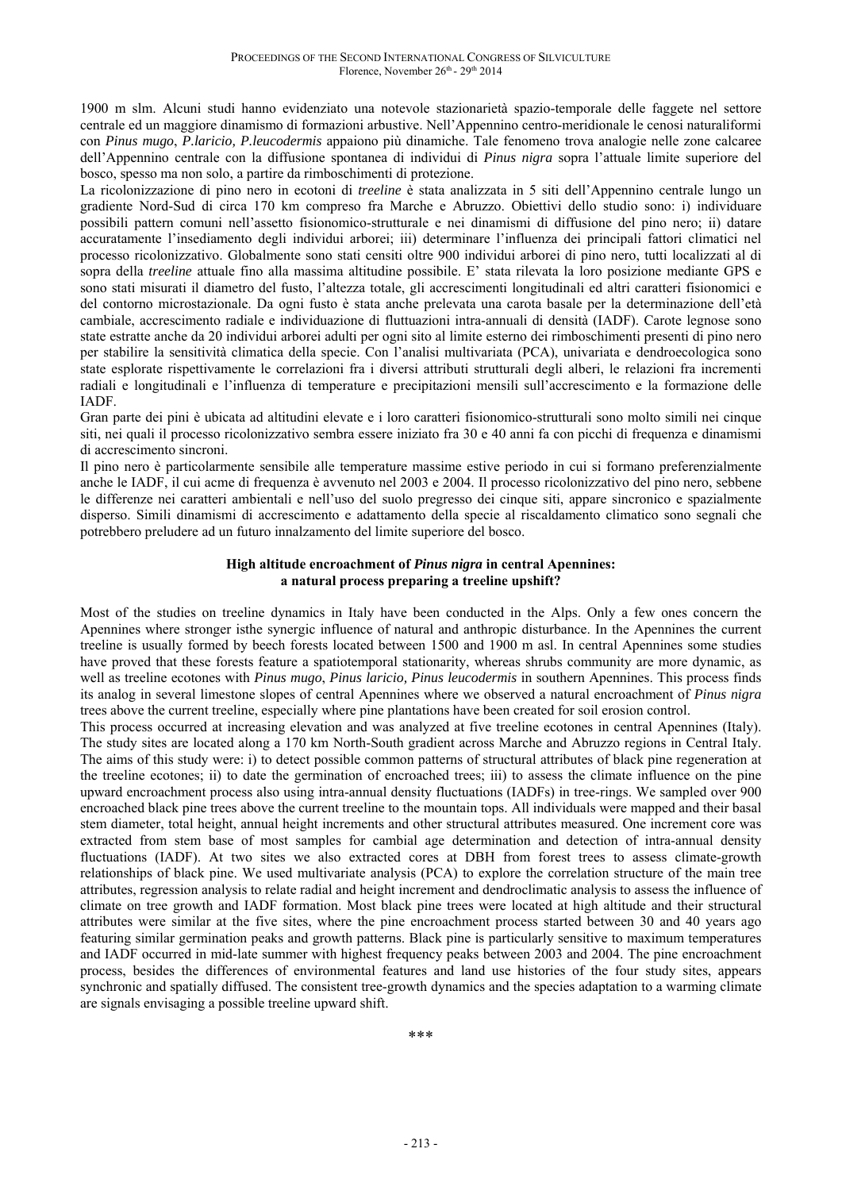1900 m slm. Alcuni studi hanno evidenziato una notevole stazionarietà spazio-temporale delle faggete nel settore centrale ed un maggiore dinamismo di formazioni arbustive. Nell'Appennino centro-meridionale le cenosi naturaliformi con *Pinus mugo*, *P.laricio, P.leucodermis* appaiono più dinamiche. Tale fenomeno trova analogie nelle zone calcaree dell'Appennino centrale con la diffusione spontanea di individui di *Pinus nigra* sopra l'attuale limite superiore del bosco, spesso ma non solo, a partire da rimboschimenti di protezione.

La ricolonizzazione di pino nero in ecotoni di *treeline* è stata analizzata in 5 siti dell'Appennino centrale lungo un gradiente Nord-Sud di circa 170 km compreso fra Marche e Abruzzo. Obiettivi dello studio sono: i) individuare possibili pattern comuni nell'assetto fisionomico-strutturale e nei dinamismi di diffusione del pino nero; ii) datare accuratamente l'insediamento degli individui arborei; iii) determinare l'influenza dei principali fattori climatici nel processo ricolonizzativo. Globalmente sono stati censiti oltre 900 individui arborei di pino nero, tutti localizzati al di sopra della *treeline* attuale fino alla massima altitudine possibile. E' stata rilevata la loro posizione mediante GPS e sono stati misurati il diametro del fusto, l'altezza totale, gli accrescimenti longitudinali ed altri caratteri fisionomici e del contorno microstazionale. Da ogni fusto è stata anche prelevata una carota basale per la determinazione dell'età cambiale, accrescimento radiale e individuazione di fluttuazioni intra-annuali di densità (IADF). Carote legnose sono state estratte anche da 20 individui arborei adulti per ogni sito al limite esterno dei rimboschimenti presenti di pino nero per stabilire la sensitività climatica della specie. Con l'analisi multivariata (PCA), univariata e dendroecologica sono state esplorate rispettivamente le correlazioni fra i diversi attributi strutturali degli alberi, le relazioni fra incrementi radiali e longitudinali e l'influenza di temperature e precipitazioni mensili sull'accrescimento e la formazione delle IADF.

Gran parte dei pini è ubicata ad altitudini elevate e i loro caratteri fisionomico-strutturali sono molto simili nei cinque siti, nei quali il processo ricolonizzativo sembra essere iniziato fra 30 e 40 anni fa con picchi di frequenza e dinamismi di accrescimento sincroni.

Il pino nero è particolarmente sensibile alle temperature massime estive periodo in cui si formano preferenzialmente anche le IADF, il cui acme di frequenza è avvenuto nel 2003 e 2004. Il processo ricolonizzativo del pino nero, sebbene le differenze nei caratteri ambientali e nell'uso del suolo pregresso dei cinque siti, appare sincronico e spazialmente disperso. Simili dinamismi di accrescimento e adattamento della specie al riscaldamento climatico sono segnali che potrebbero preludere ad un futuro innalzamento del limite superiore del bosco.

### High altitude encroachment of *Pinus nigra* in central Apennines: a natural process preparing a treeline upshift?

Most of the studies on treeline dynamics in Italy have been conducted in the Alps. Only a few ones concern the Apennines where stronger isthe synergic influence of natural and anthropic disturbance. In the Apennines the current treeline is usually formed by beech forests located between 1500 and 1900 m asl. In central Apennines some studies have proved that these forests feature a spatiotemporal stationarity, whereas shrubs community are more dynamic, as well as treeline ecotones with *Pinus mugo*, *Pinus laricio, Pinus leucodermis* in southern Apennines. This process finds its analog in several limestone slopes of central Apennines where we observed a natural encroachment of *Pinus nigra* trees above the current treeline, especially where pine plantations have been created for soil erosion control.

This process occurred at increasing elevation and was analyzed at five treeline ecotones in central Apennines (Italy). The study sites are located along a 170 km North-South gradient across Marche and Abruzzo regions in Central Italy. The aims of this study were: i) to detect possible common patterns of structural attributes of black pine regeneration at the treeline ecotones; ii) to date the germination of encroached trees; iii) to assess the climate influence on the pine upward encroachment process also using intra-annual density fluctuations (IADFs) in tree-rings. We sampled over 900 encroached black pine trees above the current treeline to the mountain tops. All individuals were mapped and their basal stem diameter, total height, annual height increments and other structural attributes measured. One increment core was extracted from stem base of most samples for cambial age determination and detection of intra-annual density fluctuations (IADF). At two sites we also extracted cores at DBH from forest trees to assess climate-growth relationships of black pine. We used multivariate analysis (PCA) to explore the correlation structure of the main tree attributes, regression analysis to relate radial and height increment and dendroclimatic analysis to assess the influence of climate on tree growth and IADF formation. Most black pine trees were located at high altitude and their structural attributes were similar at the five sites, where the pine encroachment process started between 30 and 40 years ago featuring similar germination peaks and growth patterns. Black pine is particularly sensitive to maximum temperatures and IADF occurred in mid-late summer with highest frequency peaks between 2003 and 2004. The pine encroachment process, besides the differences of environmental features and land use histories of the four study sites, appears synchronic and spatially diffused. The consistent tree-growth dynamics and the species adaptation to a warming climate are signals envisaging a possible treeline upward shift.

\*\*\*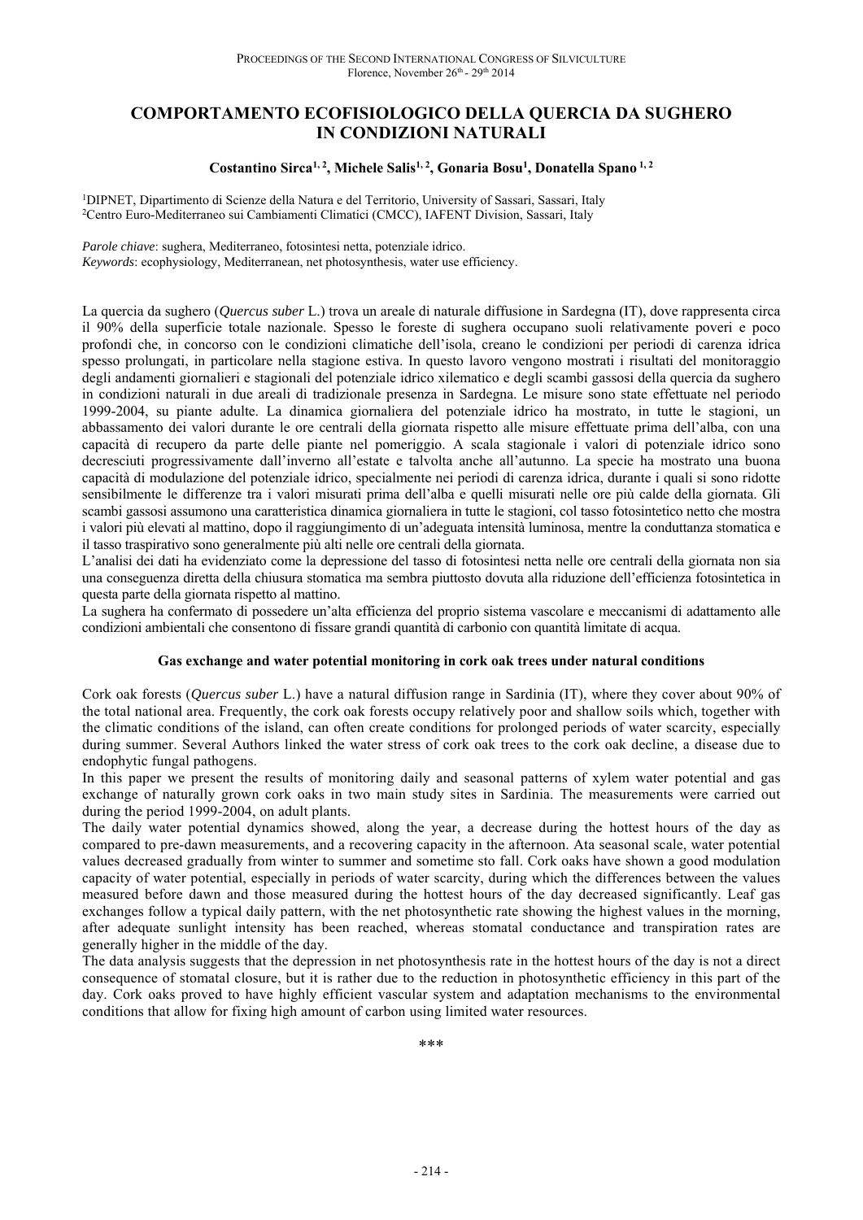# COMPORTAMENTO ECOFISIOLOGICO DELLA QUERCIA DA SUGHERO IN CONDIZIONI NATURALI

**Costantino Sirca[1, 2], Michele Salis[1, 2], Gonaria Bosu[1], Donatella Spano [1, 2]**

[1]DIPNET, Dipartimento di Scienze della Natura e del Territorio, University of Sassari, Sassari, Italy
[2]Centro Euro-Mediterraneo sui Cambiamenti Climatici (CMCC), IAFENT Division, Sassari, Italy

*Parole chiave*: sughera, Mediterraneo, fotosintesi netta, potenziale idrico.
*Keywords*: ecophysiology, Mediterranean, net photosynthesis, water use efficiency.

La quercia da sughero (*Quercus suber* L.) trova un areale di naturale diffusione in Sardegna (IT), dove rappresenta circa il 90% della superficie totale nazionale. Spesso le foreste di sughera occupano suoli relativamente poveri e poco profondi che, in concorso con le condizioni climatiche dell'isola, creano le condizioni per periodi di carenza idrica spesso prolungati, in particolare nella stagione estiva. In questo lavoro vengono mostrati i risultati del monitoraggio degli andamenti giornalieri e stagionali del potenziale idrico xilematico e degli scambi gassosi della quercia da sughero in condizioni naturali in due areali di tradizionale presenza in Sardegna. Le misure sono state effettuate nel periodo 1999-2004, su piante adulte. La dinamica giornaliera del potenziale idrico ha mostrato, in tutte le stagioni, un abbassamento dei valori durante le ore centrali della giornata rispetto alle misure effettuate prima dell'alba, con una capacità di recupero da parte delle piante nel pomeriggio. A scala stagionale i valori di potenziale idrico sono decresciuti progressivamente dall'inverno all'estate e talvolta anche all'autunno. La specie ha mostrato una buona capacità di modulazione del potenziale idrico, specialmente nei periodi di carenza idrica, durante i quali si sono ridotte sensibilmente le differenze tra i valori misurati prima dell'alba e quelli misurati nelle ore più calde della giornata. Gli scambi gassosi assumono una caratteristica dinamica giornaliera in tutte le stagioni, col tasso fotosintetico netto che mostra i valori più elevati al mattino, dopo il raggiungimento di un'adeguata intensità luminosa, mentre la conduttanza stomatica e il tasso traspirativo sono generalmente più alti nelle ore centrali della giornata.
L'analisi dei dati ha evidenziato come la depressione del tasso di fotosintesi netta nelle ore centrali della giornata non sia una conseguenza diretta della chiusura stomatica ma sembra piuttosto dovuta alla riduzione dell'efficienza fotosintetica in questa parte della giornata rispetto al mattino.
La sughera ha confermato di possedere un'alta efficienza del proprio sistema vascolare e meccanismi di adattamento alle condizioni ambientali che consentono di fissare grandi quantità di carbonio con quantità limitate di acqua.

### Gas exchange and water potential monitoring in cork oak trees under natural conditions

Cork oak forests (*Quercus suber* L.) have a natural diffusion range in Sardinia (IT), where they cover about 90% of the total national area. Frequently, the cork oak forests occupy relatively poor and shallow soils which, together with the climatic conditions of the island, can often create conditions for prolonged periods of water scarcity, especially during summer. Several Authors linked the water stress of cork oak trees to the cork oak decline, a disease due to endophytic fungal pathogens.
In this paper we present the results of monitoring daily and seasonal patterns of xylem water potential and gas exchange of naturally grown cork oaks in two main study sites in Sardinia. The measurements were carried out during the period 1999-2004, on adult plants.
The daily water potential dynamics showed, along the year, a decrease during the hottest hours of the day as compared to pre-dawn measurements, and a recovering capacity in the afternoon. Ata seasonal scale, water potential values decreased gradually from winter to summer and sometime sto fall. Cork oaks have shown a good modulation capacity of water potential, especially in periods of water scarcity, during which the differences between the values measured before dawn and those measured during the hottest hours of the day decreased significantly. Leaf gas exchanges follow a typical daily pattern, with the net photosynthetic rate showing the highest values in the morning, after adequate sunlight intensity has been reached, whereas stomatal conductance and transpiration rates are generally higher in the middle of the day.
The data analysis suggests that the depression in net photosynthesis rate in the hottest hours of the day is not a direct consequence of stomatal closure, but it is rather due to the reduction in photosynthetic efficiency in this part of the day. Cork oaks proved to have highly efficient vascular system and adaptation mechanisms to the environmental conditions that allow for fixing high amount of carbon using limited water resources.

\*\*\*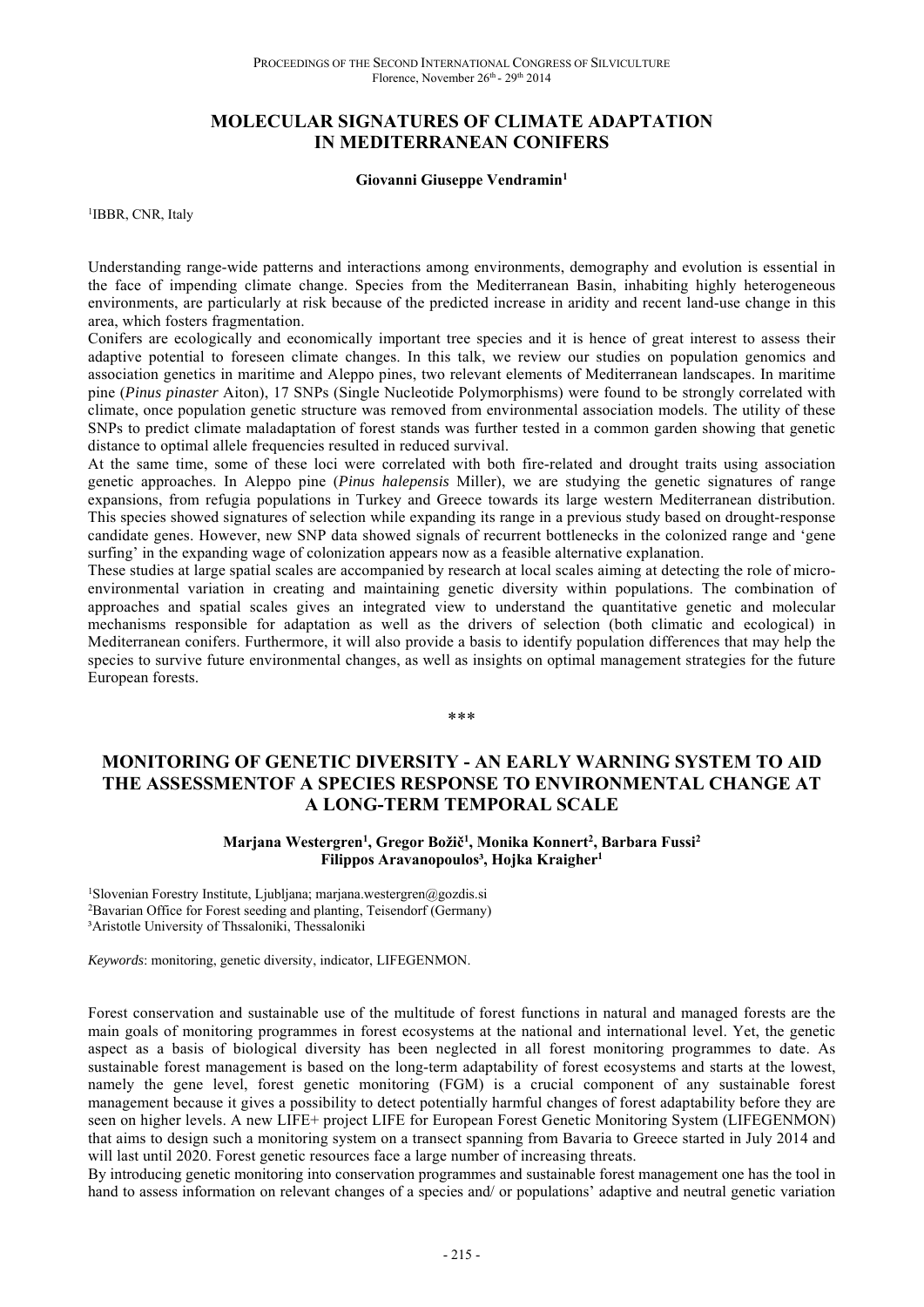## MOLECULAR SIGNATURES OF CLIMATE ADAPTATION IN MEDITERRANEAN CONIFERS

**Giovanni Giuseppe Vendramin[1]**

[1]IBBR, CNR, Italy

Understanding range-wide patterns and interactions among environments, demography and evolution is essential in the face of impending climate change. Species from the Mediterranean Basin, inhabiting highly heterogeneous environments, are particularly at risk because of the predicted increase in aridity and recent land-use change in this area, which fosters fragmentation.

Conifers are ecologically and economically important tree species and it is hence of great interest to assess their adaptive potential to foreseen climate changes. In this talk, we review our studies on population genomics and association genetics in maritime and Aleppo pines, two relevant elements of Mediterranean landscapes. In maritime pine (*Pinus pinaster* Aiton), 17 SNPs (Single Nucleotide Polymorphisms) were found to be strongly correlated with climate, once population genetic structure was removed from environmental association models. The utility of these SNPs to predict climate maladaptation of forest stands was further tested in a common garden showing that genetic distance to optimal allele frequencies resulted in reduced survival.

At the same time, some of these loci were correlated with both fire-related and drought traits using association genetic approaches. In Aleppo pine (*Pinus halepensis* Miller), we are studying the genetic signatures of range expansions, from refugia populations in Turkey and Greece towards its large western Mediterranean distribution. This species showed signatures of selection while expanding its range in a previous study based on drought-response candidate genes. However, new SNP data showed signals of recurrent bottlenecks in the colonized range and 'gene surfing' in the expanding wage of colonization appears now as a feasible alternative explanation.

These studies at large spatial scales are accompanied by research at local scales aiming at detecting the role of micro-environmental variation in creating and maintaining genetic diversity within populations. The combination of approaches and spatial scales gives an integrated view to understand the quantitative genetic and molecular mechanisms responsible for adaptation as well as the drivers of selection (both climatic and ecological) in Mediterranean conifers. Furthermore, it will also provide a basis to identify population differences that may help the species to survive future environmental changes, as well as insights on optimal management strategies for the future European forests.

***

## MONITORING OF GENETIC DIVERSITY - AN EARLY WARNING SYSTEM TO AID THE ASSESSMENTOF A SPECIES RESPONSE TO ENVIRONMENTAL CHANGE AT A LONG-TERM TEMPORAL SCALE

**Marjana Westergren[1], Gregor Božič[1], Monika Konnert[2], Barbara Fussi[2] Filippos Aravanopoulos[3], Hojka Kraigher[1]**

[1]Slovenian Forestry Institute, Ljubljana; marjana.westergren@gozdis.si
[2]Bavarian Office for Forest seeding and planting, Teisendorf (Germany)
[3]Aristotle University of Thssaloniki, Thessaloniki

*Keywords*: monitoring, genetic diversity, indicator, LIFEGENMON.

Forest conservation and sustainable use of the multitude of forest functions in natural and managed forests are the main goals of monitoring programmes in forest ecosystems at the national and international level. Yet, the genetic aspect as a basis of biological diversity has been neglected in all forest monitoring programmes to date. As sustainable forest management is based on the long-term adaptability of forest ecosystems and starts at the lowest, namely the gene level, forest genetic monitoring (FGM) is a crucial component of any sustainable forest management because it gives a possibility to detect potentially harmful changes of forest adaptability before they are seen on higher levels. A new LIFE+ project LIFE for European Forest Genetic Monitoring System (LIFEGENMON) that aims to design such a monitoring system on a transect spanning from Bavaria to Greece started in July 2014 and will last until 2020. Forest genetic resources face a large number of increasing threats.

By introducing genetic monitoring into conservation programmes and sustainable forest management one has the tool in hand to assess information on relevant changes of a species and/ or populations' adaptive and neutral genetic variation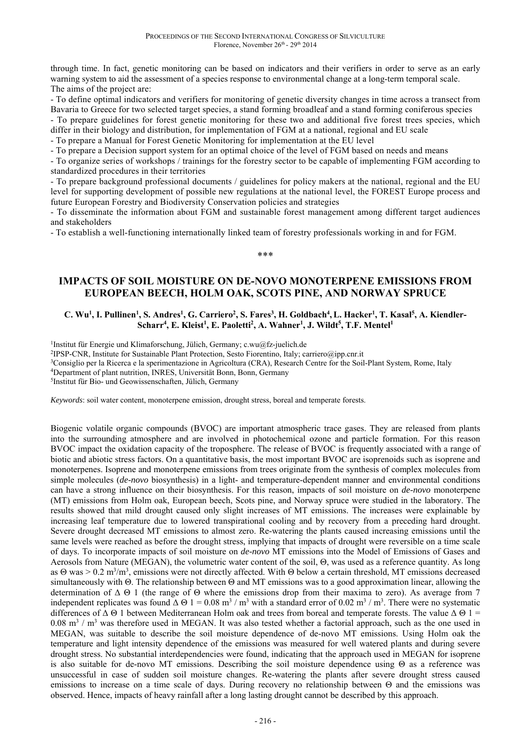through time. In fact, genetic monitoring can be based on indicators and their verifiers in order to serve as an early warning system to aid the assessment of a species response to environmental change at a long-term temporal scale.
The aims of the project are:

- To define optimal indicators and verifiers for monitoring of genetic diversity changes in time across a transect from Bavaria to Greece for two selected target species, a stand forming broadleaf and a stand forming coniferous species
- To prepare guidelines for forest genetic monitoring for these two and additional five forest trees species, which differ in their biology and distribution, for implementation of FGM at a national, regional and EU scale
- To prepare a Manual for Forest Genetic Monitoring for implementation at the EU level
- To prepare a Decision support system for an optimal choice of the level of FGM based on needs and means
- To organize series of workshops / trainings for the forestry sector to be capable of implementing FGM according to standardized procedures in their territories
- To prepare background professional documents / guidelines for policy makers at the national, regional and the EU level for supporting development of possible new regulations at the national level, the FOREST Europe process and future European Forestry and Biodiversity Conservation policies and strategies
- To disseminate the information about FGM and sustainable forest management among different target audiences and stakeholders
- To establish a well-functioning internationally linked team of forestry professionals working in and for FGM.

\*\*\*

## IMPACTS OF SOIL MOISTURE ON DE-NOVO MONOTERPENE EMISSIONS FROM EUROPEAN BEECH, HOLM OAK, SCOTS PINE, AND NORWAY SPRUCE

**C. Wu[1], I. Pullinen[1], S. Andres[1], G. Carriero[2], S. Fares[3], H. Goldbach[4], L. Hacker[1], T. Kasal[5], A. Kiendler-Scharr[4], E. Kleist[1], E. Paoletti[2], A. Wahner[1], J. Wildt[5], T.F. Mentel[1]**

[1]Institut für Energie und Klimaforschung, Jülich, Germany; c.wu@fz-juelich.de
[2]IPSP-CNR, Institute for Sustainable Plant Protection, Sesto Fiorentino, Italy; carriero@ipp.cnr.it
[3]Consiglio per la Ricerca e la sperimentazione in Agricoltura (CRA), Research Centre for the Soil-Plant System, Rome, Italy
[4]Department of plant nutrition, INRES, Universität Bonn, Bonn, Germany
[5]Institut für Bio- und Geowissenschaften, Jülich, Germany

*Keywords*: soil water content, monoterpene emission, drought stress, boreal and temperate forests.

Biogenic volatile organic compounds (BVOC) are important atmospheric trace gases. They are released from plants into the surrounding atmosphere and are involved in photochemical ozone and particle formation. For this reason BVOC impact the oxidation capacity of the troposphere. The release of BVOC is frequently associated with a range of biotic and abiotic stress factors. On a quantitative basis, the most important BVOC are isoprenoids such as isoprene and monoterpenes. Isoprene and monoterpene emissions from trees originate from the synthesis of complex molecules from simple molecules (*de-novo* biosynthesis) in a light- and temperature-dependent manner and environmental conditions can have a strong influence on their biosynthesis. For this reason, impacts of soil moisture on *de-novo* monoterpene (MT) emissions from Holm oak, European beech, Scots pine, and Norway spruce were studied in the laboratory. The results showed that mild drought caused only slight increases of MT emissions. The increases were explainable by increasing leaf temperature due to lowered transpirational cooling and by recovery from a preceding hard drought. Severe drought decreased MT emissions to almost zero. Re-watering the plants caused increasing emissions until the same levels were reached as before the drought stress, implying that impacts of drought were reversible on a time scale of days. To incorporate impacts of soil moisture on *de-novo* MT emissions into the Model of Emissions of Gases and Aerosols from Nature (MEGAN), the volumetric water content of the soil, Θ, was used as a reference quantity. As long as Θ was > 0.2 $m^3/m^3$, emissions were not directly affected. With Θ below a certain threshold, MT emissions decreased simultaneously with Θ. The relationship between Θ and MT emissions was to a good approximation linear, allowing the determination of $\Delta\,\Theta\,1$ (the range of Θ where the emissions drop from their maxima to zero). As average from 7 independent replicates was found $\Delta\,\Theta\,1 = 0.08\ m^3/m^3$ with a standard error of $0.02\ m^3/m^3$. There were no systematic differences of $\Delta\,\Theta\,1$ between Mediterranean Holm oak and trees from boreal and temperate forests. The value $\Delta\,\Theta\,1 = 0.08\ m^3/m^3$ was therefore used in MEGAN. It was also tested whether a factorial approach, such as the one used in MEGAN, was suitable to describe the soil moisture dependence of de-novo MT emissions. Using Holm oak the temperature and light intensity dependence of the emissions was measured for well watered plants and during severe drought stress. No substantial interdependencies were found, indicating that the approach used in MEGAN for isoprene is also suitable for de-novo MT emissions. Describing the soil moisture dependence using Θ as a reference was unsuccessful in case of sudden soil moisture changes. Re-watering the plants after severe drought stress caused emissions to increase on a time scale of days. During recovery no relationship between Θ and the emissions was observed. Hence, impacts of heavy rainfall after a long lasting drought cannot be described by this approach.